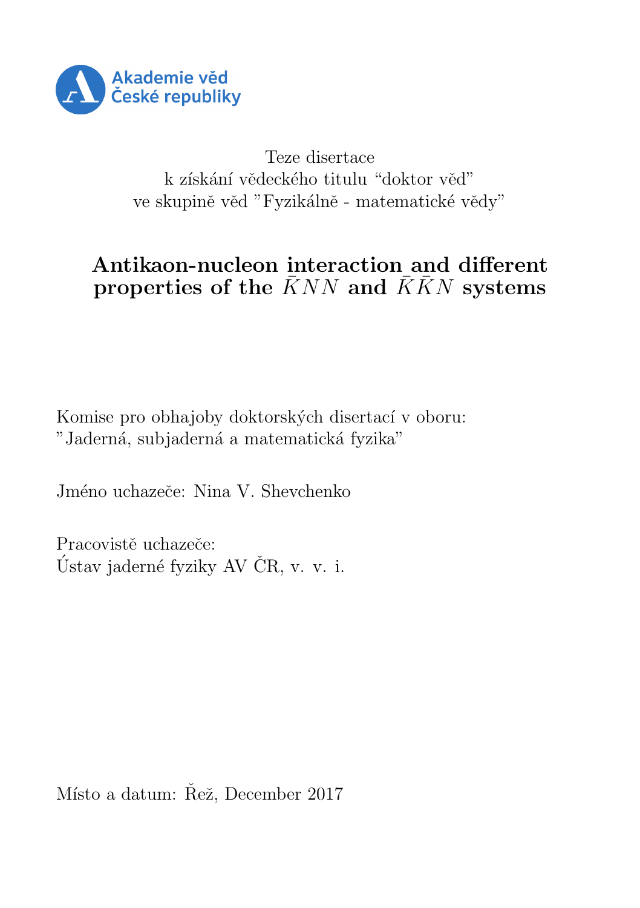Akademie věd
České republiky

Teze disertace
k získání vědeckého titulu “doktor věd”
ve skupině věd ”Fyzikálně - matematické vědy”

# Antikaon-nucleon interaction and different properties of the $\bar{K}NN$ and $\bar{K}\bar{K}N$ systems

Komise pro obhajoby doktorských disertací v oboru:
”Jaderná, subjaderná a matematická fyzika”

Jméno uchazeče: Nina V. Shevchenko

Pracoviště uchazeče:
Ústav jaderné fyziky AV ČR, v. v. i.

Místo a datum: Řež, December 2017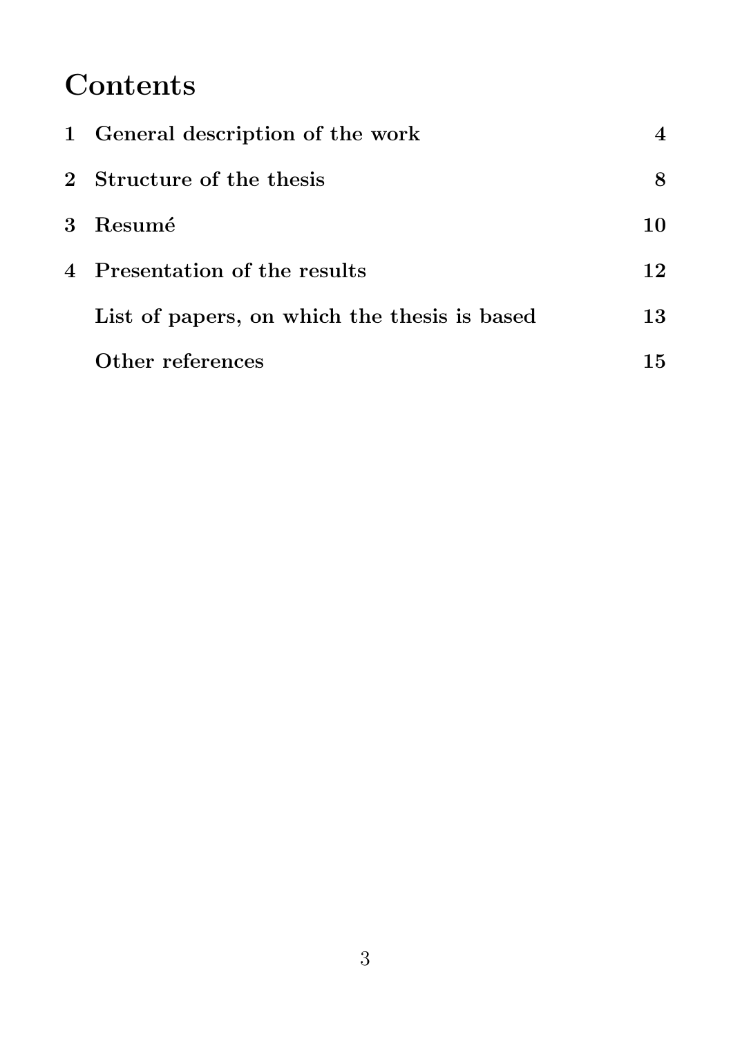# Contents

| | | |
|---|---|---|
| 1 | General description of the work | 4 |
| 2 | Structure of the thesis | 8 |
| 3 | Resumé | 10 |
| 4 | Presentation of the results | 12 |
| | List of papers, on which the thesis is based | 13 |
| | Other references | 15 |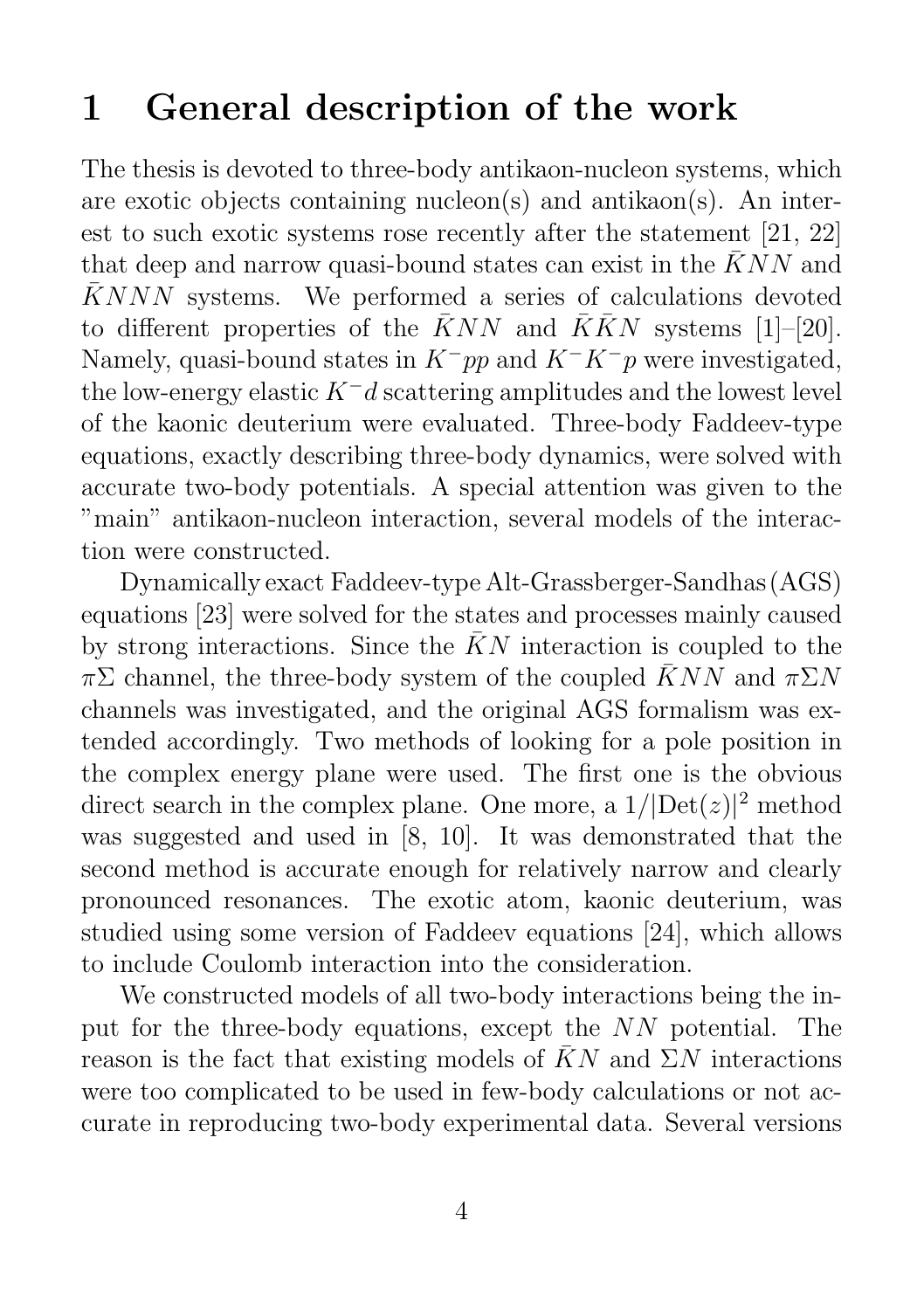# 1 General description of the work

The thesis is devoted to three-body antikaon-nucleon systems, which are exotic objects containing nucleon(s) and antikaon(s). An interest to such exotic systems rose recently after the statement [21, 22] that deep and narrow quasi-bound states can exist in the $\bar{K}NN$ and $\bar{K}NNN$ systems. We performed a series of calculations devoted to different properties of the $\bar{K}NN$ and $\bar{K}\bar{K}N$ systems [1]–[20]. Namely, quasi-bound states in $K^-pp$ and $K^-K^-p$ were investigated, the low-energy elastic $K^-d$ scattering amplitudes and the lowest level of the kaonic deuterium were evaluated. Three-body Faddeev-type equations, exactly describing three-body dynamics, were solved with accurate two-body potentials. A special attention was given to the "main" antikaon-nucleon interaction, several models of the interaction were constructed.

Dynamically exact Faddeev-type Alt-Grassberger-Sandhas (AGS) equations [23] were solved for the states and processes mainly caused by strong interactions. Since the $\bar{K}N$ interaction is coupled to the $\pi\Sigma$ channel, the three-body system of the coupled $\bar{K}NN$ and $\pi\Sigma N$ channels was investigated, and the original AGS formalism was extended accordingly. Two methods of looking for a pole position in the complex energy plane were used. The first one is the obvious direct search in the complex plane. One more, a $1/|\mathrm{Det}(z)|^2$ method was suggested and used in [8, 10]. It was demonstrated that the second method is accurate enough for relatively narrow and clearly pronounced resonances. The exotic atom, kaonic deuterium, was studied using some version of Faddeev equations [24], which allows to include Coulomb interaction into the consideration.

We constructed models of all two-body interactions being the input for the three-body equations, except the $NN$ potential. The reason is the fact that existing models of $\bar{K}N$ and $\Sigma N$ interactions were too complicated to be used in few-body calculations or not accurate in reproducing two-body experimental data. Several versions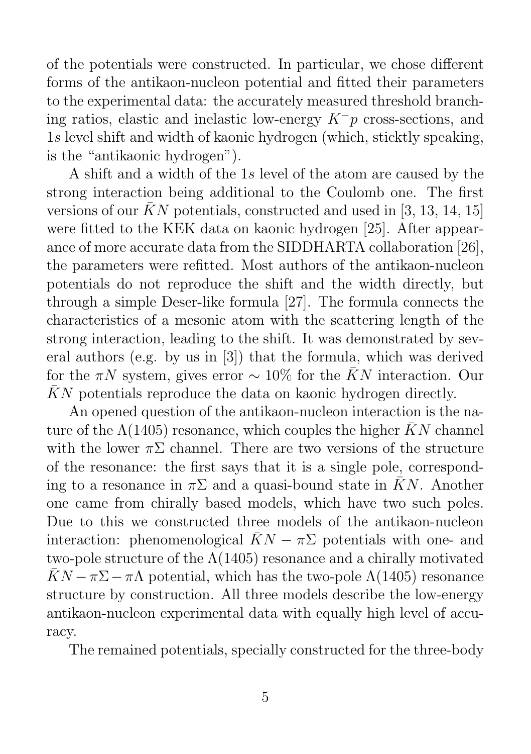of the potentials were constructed. In particular, we chose different forms of the antikaon-nucleon potential and fitted their parameters to the experimental data: the accurately measured threshold branching ratios, elastic and inelastic low-energy $K^-p$ cross-sections, and $1s$ level shift and width of kaonic hydrogen (which, sticktly speaking, is the "antikaonic hydrogen").

A shift and a width of the $1s$ level of the atom are caused by the strong interaction being additional to the Coulomb one. The first versions of our $\bar{K}N$ potentials, constructed and used in [3, 13, 14, 15] were fitted to the KEK data on kaonic hydrogen [25]. After appearance of more accurate data from the SIDDHARTA collaboration [26], the parameters were refitted. Most authors of the antikaon-nucleon potentials do not reproduce the shift and the width directly, but through a simple Deser-like formula [27]. The formula connects the characteristics of a mesonic atom with the scattering length of the strong interaction, leading to the shift. It was demonstrated by several authors (e.g. by us in [3]) that the formula, which was derived for the $\pi N$ system, gives error $\sim 10\%$ for the $\bar{K}N$ interaction. Our $\bar{K}N$ potentials reproduce the data on kaonic hydrogen directly.

An opened question of the antikaon-nucleon interaction is the nature of the $\Lambda(1405)$ resonance, which couples the higher $\bar{K}N$ channel with the lower $\pi\Sigma$ channel. There are two versions of the structure of the resonance: the first says that it is a single pole, corresponding to a resonance in $\pi\Sigma$ and a quasi-bound state in $\bar{K}N$. Another one came from chirally based models, which have two such poles. Due to this we constructed three models of the antikaon-nucleon interaction: phenomenological $\bar{K}N - \pi\Sigma$ potentials with one- and two-pole structure of the $\Lambda(1405)$ resonance and a chirally motivated $\bar{K}N - \pi\Sigma - \pi\Lambda$ potential, which has the two-pole $\Lambda(1405)$ resonance structure by construction. All three models describe the low-energy antikaon-nucleon experimental data with equally high level of accuracy.

The remained potentials, specially constructed for the three-body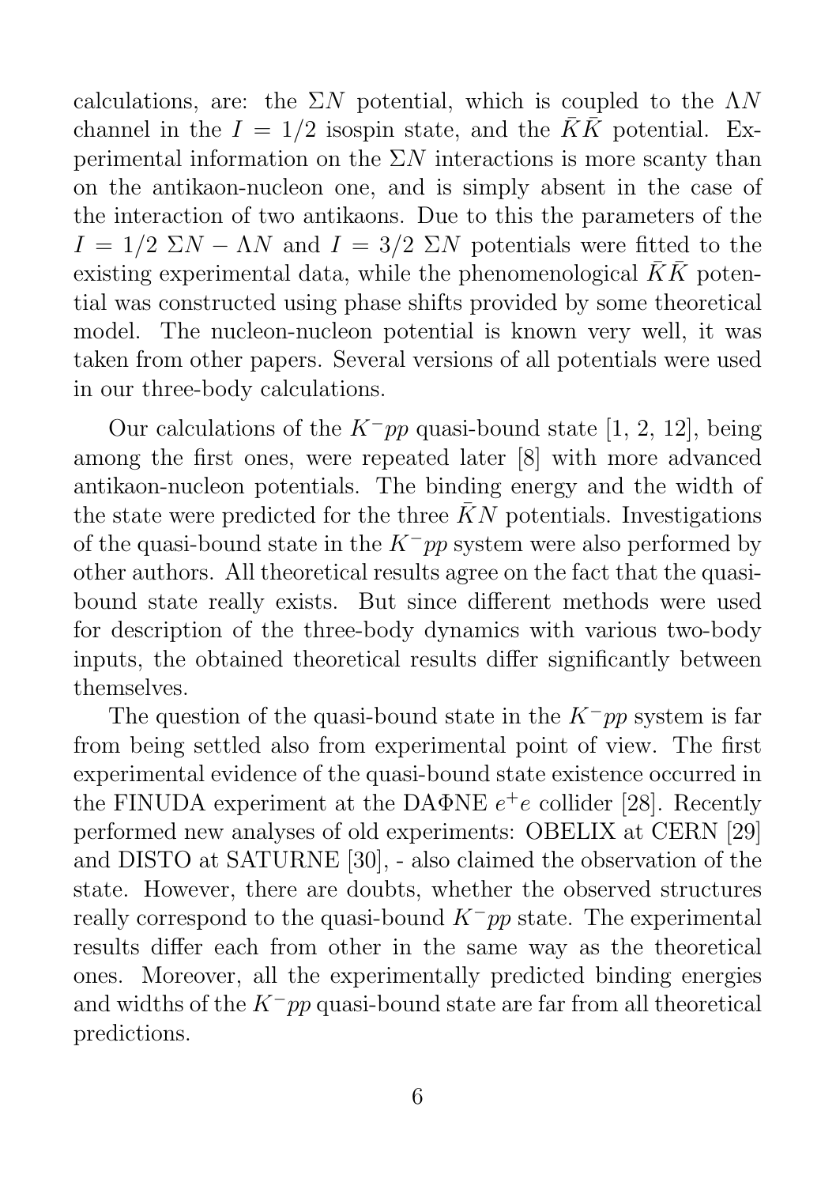calculations, are: the $\Sigma N$ potential, which is coupled to the $\Lambda N$ channel in the $I = 1/2$ isospin state, and the $\bar{K}\bar{K}$ potential. Experimental information on the $\Sigma N$ interactions is more scanty than on the antikaon-nucleon one, and is simply absent in the case of the interaction of two antikaons. Due to this the parameters of the $I = 1/2$ $\Sigma N - \Lambda N$ and $I = 3/2$ $\Sigma N$ potentials were fitted to the existing experimental data, while the phenomenological $\bar{K}\bar{K}$ potential was constructed using phase shifts provided by some theoretical model. The nucleon-nucleon potential is known very well, it was taken from other papers. Several versions of all potentials were used in our three-body calculations.

Our calculations of the $K^-pp$ quasi-bound state [1, 2, 12], being among the first ones, were repeated later [8] with more advanced antikaon-nucleon potentials. The binding energy and the width of the state were predicted for the three $\bar{K}N$ potentials. Investigations of the quasi-bound state in the $K^-pp$ system were also performed by other authors. All theoretical results agree on the fact that the quasi-bound state really exists. But since different methods were used for description of the three-body dynamics with various two-body inputs, the obtained theoretical results differ significantly between themselves.

The question of the quasi-bound state in the $K^-pp$ system is far from being settled also from experimental point of view. The first experimental evidence of the quasi-bound state existence occurred in the FINUDA experiment at the DA$\Phi$NE $e^+e$ collider [28]. Recently performed new analyses of old experiments: OBELIX at CERN [29] and DISTO at SATURNE [30], - also claimed the observation of the state. However, there are doubts, whether the observed structures really correspond to the quasi-bound $K^-pp$ state. The experimental results differ each from other in the same way as the theoretical ones. Moreover, all the experimentally predicted binding energies and widths of the $K^-pp$ quasi-bound state are far from all theoretical predictions.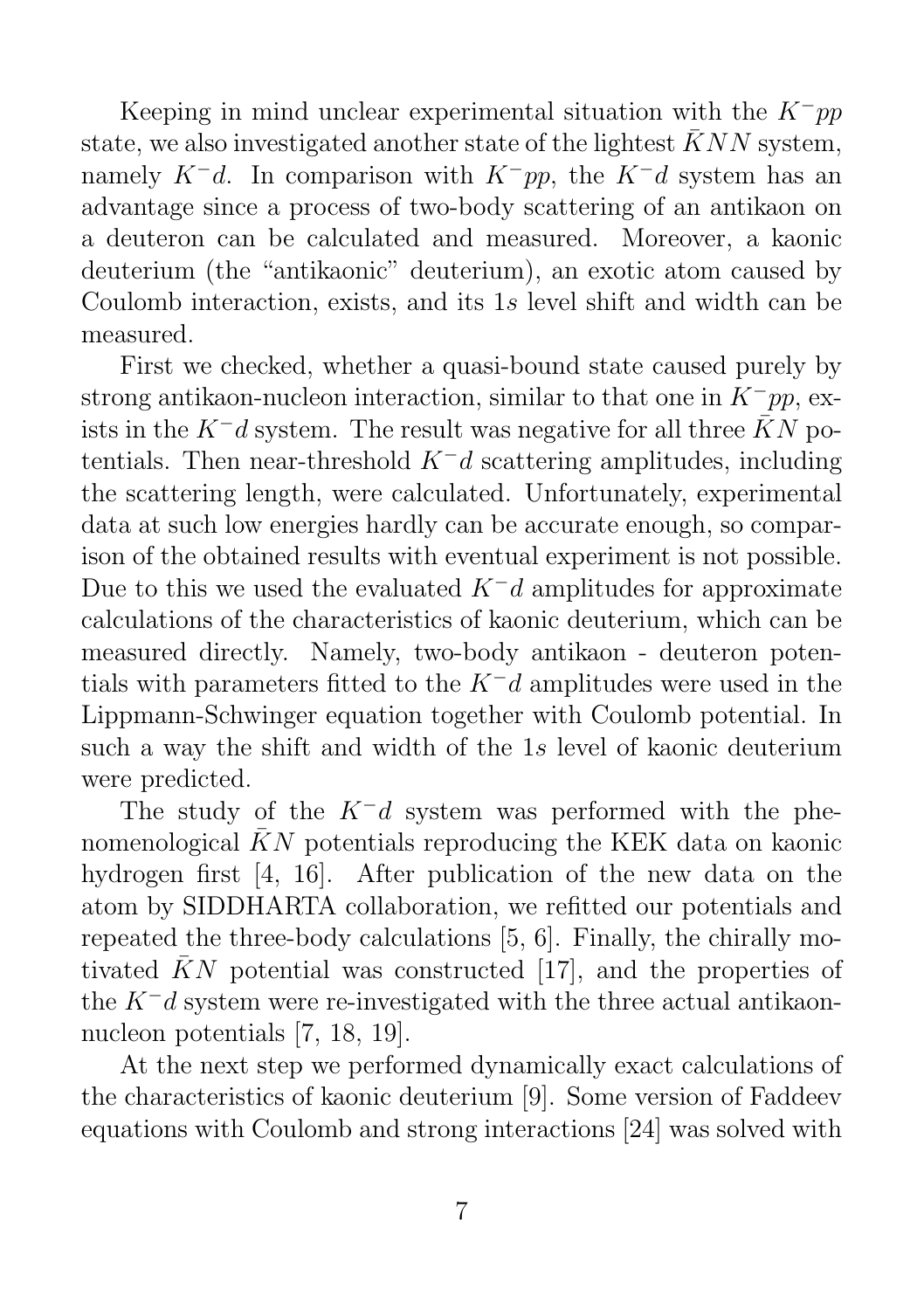Keeping in mind unclear experimental situation with the $K^-pp$ state, we also investigated another state of the lightest $\bar{K}NN$ system, namely $K^-d$. In comparison with $K^-pp$, the $K^-d$ system has an advantage since a process of two-body scattering of an antikaon on a deuteron can be calculated and measured. Moreover, a kaonic deuterium (the "antikaonic" deuterium), an exotic atom caused by Coulomb interaction, exists, and its $1s$ level shift and width can be measured.

First we checked, whether a quasi-bound state caused purely by strong antikaon-nucleon interaction, similar to that one in $K^-pp$, exists in the $K^-d$ system. The result was negative for all three $\bar{K}N$ potentials. Then near-threshold $K^-d$ scattering amplitudes, including the scattering length, were calculated. Unfortunately, experimental data at such low energies hardly can be accurate enough, so comparison of the obtained results with eventual experiment is not possible. Due to this we used the evaluated $K^-d$ amplitudes for approximate calculations of the characteristics of kaonic deuterium, which can be measured directly. Namely, two-body antikaon - deuteron potentials with parameters fitted to the $K^-d$ amplitudes were used in the Lippmann-Schwinger equation together with Coulomb potential. In such a way the shift and width of the $1s$ level of kaonic deuterium were predicted.

The study of the $K^-d$ system was performed with the phenomenological $\bar{K}N$ potentials reproducing the KEK data on kaonic hydrogen first [4, 16]. After publication of the new data on the atom by SIDDHARTA collaboration, we refitted our potentials and repeated the three-body calculations [5, 6]. Finally, the chirally motivated $\bar{K}N$ potential was constructed [17], and the properties of the $K^-d$ system were re-investigated with the three actual antikaon-nucleon potentials [7, 18, 19].

At the next step we performed dynamically exact calculations of the characteristics of kaonic deuterium [9]. Some version of Faddeev equations with Coulomb and strong interactions [24] was solved with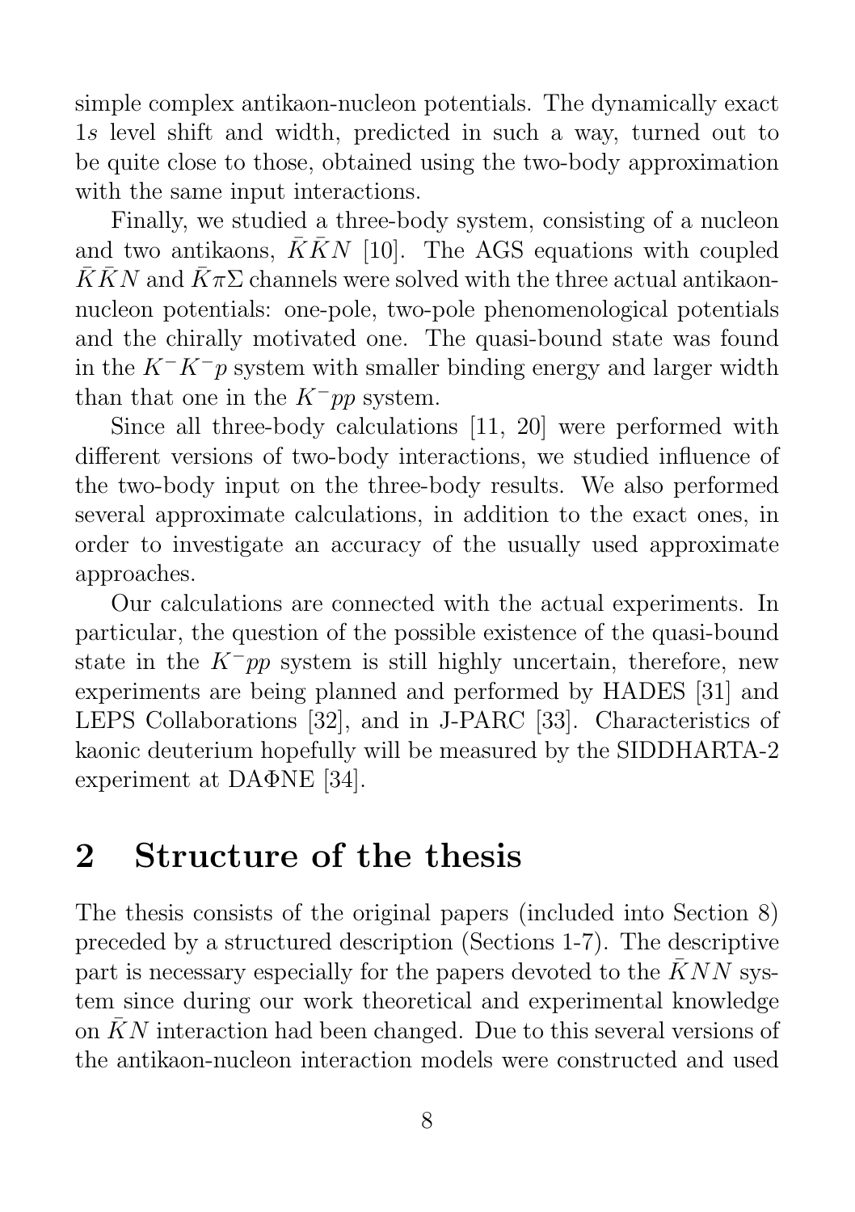simple complex antikaon-nucleon potentials. The dynamically exact $1s$ level shift and width, predicted in such a way, turned out to be quite close to those, obtained using the two-body approximation with the same input interactions.

Finally, we studied a three-body system, consisting of a nucleon and two antikaons, $\bar{K}\bar{K}N$ [10]. The AGS equations with coupled $\bar{K}\bar{K}N$ and $\bar{K}\pi\Sigma$ channels were solved with the three actual antikaon-nucleon potentials: one-pole, two-pole phenomenological potentials and the chirally motivated one. The quasi-bound state was found in the $K^-K^-p$ system with smaller binding energy and larger width than that one in the $K^-pp$ system.

Since all three-body calculations [11, 20] were performed with different versions of two-body interactions, we studied influence of the two-body input on the three-body results. We also performed several approximate calculations, in addition to the exact ones, in order to investigate an accuracy of the usually used approximate approaches.

Our calculations are connected with the actual experiments. In particular, the question of the possible existence of the quasi-bound state in the $K^-pp$ system is still highly uncertain, therefore, new experiments are being planned and performed by HADES [31] and LEPS Collaborations [32], and in J-PARC [33]. Characteristics of kaonic deuterium hopefully will be measured by the SIDDHARTA-2 experiment at DAΦNE [34].

# 2 Structure of the thesis

The thesis consists of the original papers (included into Section 8) preceded by a structured description (Sections 1-7). The descriptive part is necessary especially for the papers devoted to the $\bar{K}NN$ system since during our work theoretical and experimental knowledge on $\bar{K}N$ interaction had been changed. Due to this several versions of the antikaon-nucleon interaction models were constructed and used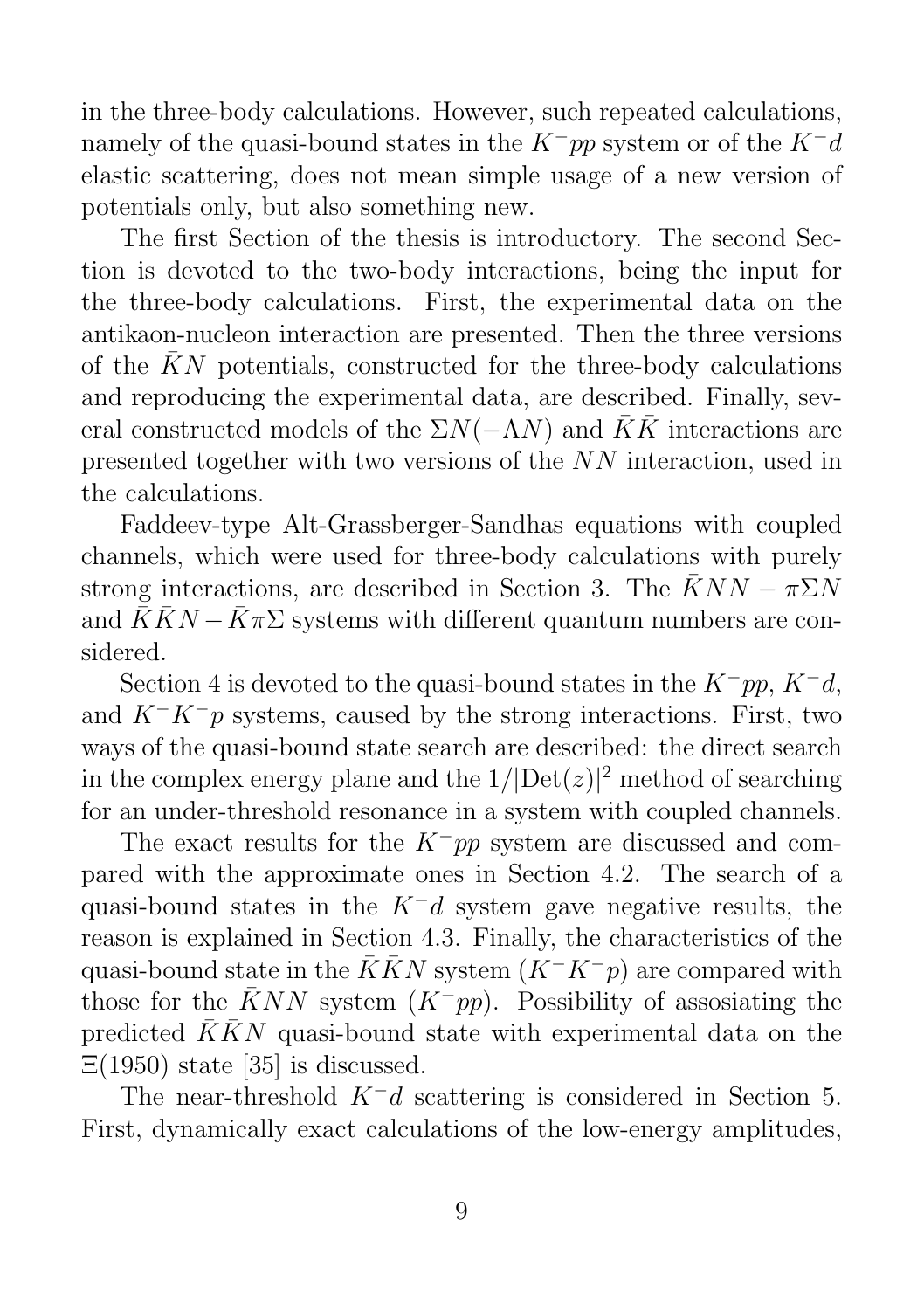in the three-body calculations. However, such repeated calculations, namely of the quasi-bound states in the $K^-pp$ system or of the $K^-d$ elastic scattering, does not mean simple usage of a new version of potentials only, but also something new.

The first Section of the thesis is introductory. The second Section is devoted to the two-body interactions, being the input for the three-body calculations. First, the experimental data on the antikaon-nucleon interaction are presented. Then the three versions of the $\bar{K}N$ potentials, constructed for the three-body calculations and reproducing the experimental data, are described. Finally, several constructed models of the $\Sigma N(-\Lambda N)$ and $\bar{K}\bar{K}$ interactions are presented together with two versions of the $NN$ interaction, used in the calculations.

Faddeev-type Alt-Grassberger-Sandhas equations with coupled channels, which were used for three-body calculations with purely strong interactions, are described in Section 3. The $\bar{K}NN - \pi\Sigma N$ and $\bar{K}\bar{K}N - \bar{K}\pi\Sigma$ systems with different quantum numbers are considered.

Section 4 is devoted to the quasi-bound states in the $K^-pp$, $K^-d$, and $K^-K^-p$ systems, caused by the strong interactions. First, two ways of the quasi-bound state search are described: the direct search in the complex energy plane and the $1/|\mathrm{Det}(z)|^2$ method of searching for an under-threshold resonance in a system with coupled channels.

The exact results for the $K^-pp$ system are discussed and compared with the approximate ones in Section 4.2. The search of a quasi-bound states in the $K^-d$ system gave negative results, the reason is explained in Section 4.3. Finally, the characteristics of the quasi-bound state in the $\bar{K}\bar{K}N$ system ($K^-K^-p$) are compared with those for the $\bar{K}NN$ system ($K^-pp$). Possibility of assosiating the predicted $\bar{K}\bar{K}N$ quasi-bound state with experimental data on the $\Xi(1950)$ state [35] is discussed.

The near-threshold $K^-d$ scattering is considered in Section 5. First, dynamically exact calculations of the low-energy amplitudes,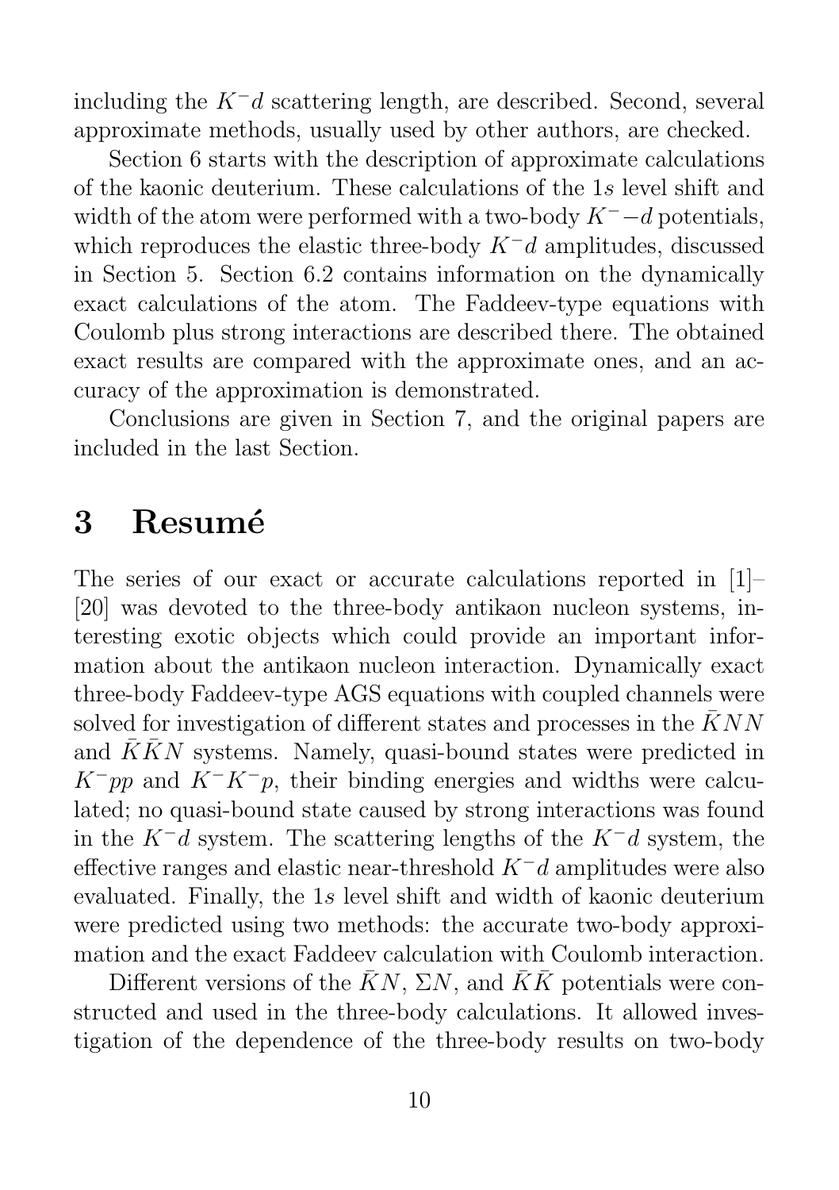including the $K^-d$ scattering length, are described. Second, several approximate methods, usually used by other authors, are checked.

Section 6 starts with the description of approximate calculations of the kaonic deuterium. These calculations of the $1s$ level shift and width of the atom were performed with a two-body $K^- - d$ potentials, which reproduces the elastic three-body $K^-d$ amplitudes, discussed in Section 5. Section 6.2 contains information on the dynamically exact calculations of the atom. The Faddeev-type equations with Coulomb plus strong interactions are described there. The obtained exact results are compared with the approximate ones, and an accuracy of the approximation is demonstrated.

Conclusions are given in Section 7, and the original papers are included in the last Section.

# 3 Resumé

The series of our exact or accurate calculations reported in [1]–[20] was devoted to the three-body antikaon nucleon systems, interesting exotic objects which could provide an important information about the antikaon nucleon interaction. Dynamically exact three-body Faddeev-type AGS equations with coupled channels were solved for investigation of different states and processes in the $\bar{K}NN$ and $\bar{K}\bar{K}N$ systems. Namely, quasi-bound states were predicted in $K^-pp$ and $K^-K^-p$, their binding energies and widths were calculated; no quasi-bound state caused by strong interactions was found in the $K^-d$ system. The scattering lengths of the $K^-d$ system, the effective ranges and elastic near-threshold $K^-d$ amplitudes were also evaluated. Finally, the $1s$ level shift and width of kaonic deuterium were predicted using two methods: the accurate two-body approximation and the exact Faddeev calculation with Coulomb interaction.

Different versions of the $\bar{K}N$, $\Sigma N$, and $\bar{K}\bar{K}$ potentials were constructed and used in the three-body calculations. It allowed investigation of the dependence of the three-body results on two-body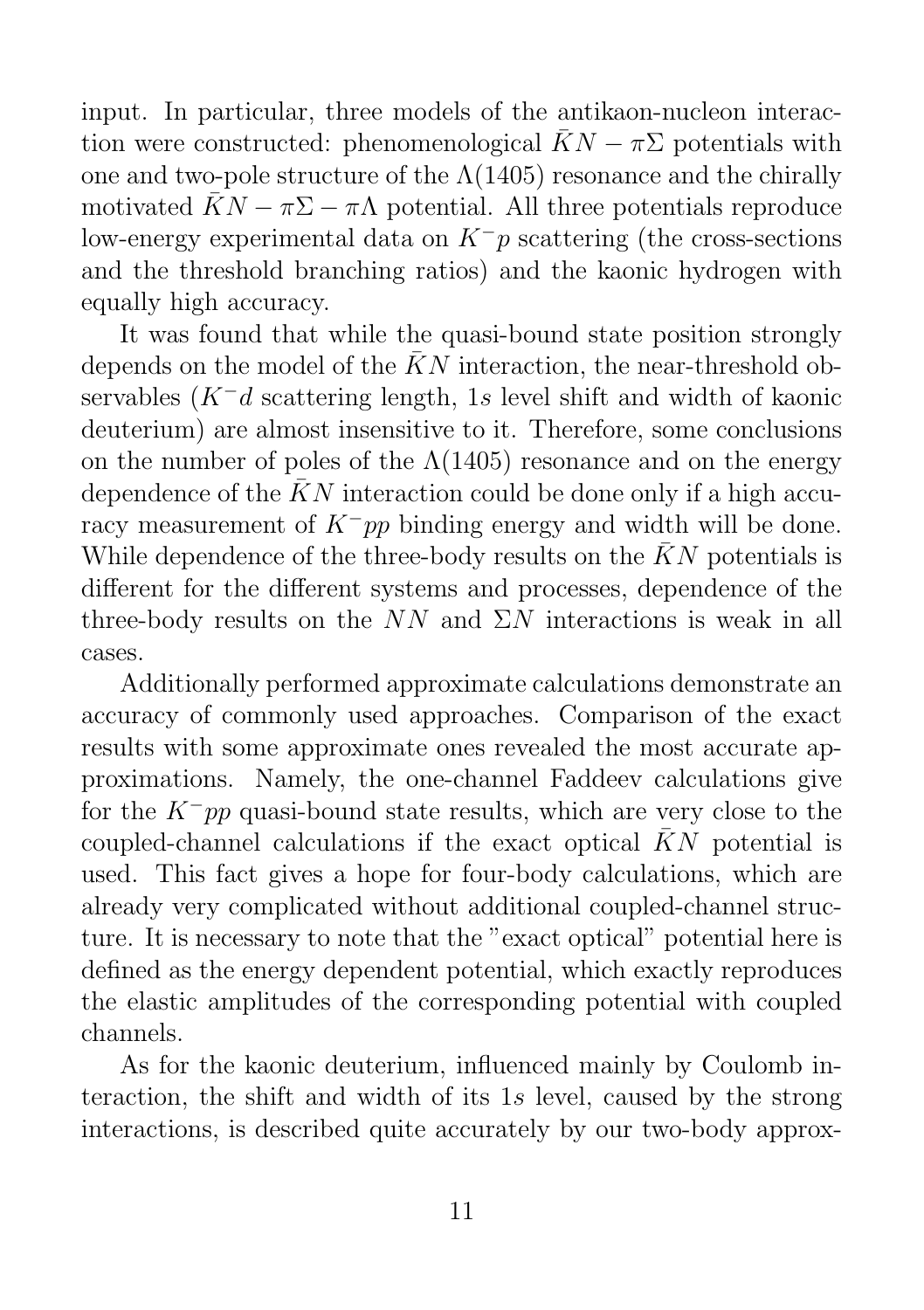input. In particular, three models of the antikaon-nucleon interaction were constructed: phenomenological $\bar{K}N - \pi\Sigma$ potentials with one and two-pole structure of the $\Lambda(1405)$ resonance and the chirally motivated $\bar{K}N - \pi\Sigma - \pi\Lambda$ potential. All three potentials reproduce low-energy experimental data on $K^-p$ scattering (the cross-sections and the threshold branching ratios) and the kaonic hydrogen with equally high accuracy.

It was found that while the quasi-bound state position strongly depends on the model of the $\bar{K}N$ interaction, the near-threshold observables ($K^-d$ scattering length, $1s$ level shift and width of kaonic deuterium) are almost insensitive to it. Therefore, some conclusions on the number of poles of the $\Lambda(1405)$ resonance and on the energy dependence of the $\bar{K}N$ interaction could be done only if a high accuracy measurement of $K^-pp$ binding energy and width will be done. While dependence of the three-body results on the $\bar{K}N$ potentials is different for the different systems and processes, dependence of the three-body results on the $NN$ and $\Sigma N$ interactions is weak in all cases.

Additionally performed approximate calculations demonstrate an accuracy of commonly used approaches. Comparison of the exact results with some approximate ones revealed the most accurate approximations. Namely, the one-channel Faddeev calculations give for the $K^-pp$ quasi-bound state results, which are very close to the coupled-channel calculations if the exact optical $\bar{K}N$ potential is used. This fact gives a hope for four-body calculations, which are already very complicated without additional coupled-channel structure. It is necessary to note that the "exact optical" potential here is defined as the energy dependent potential, which exactly reproduces the elastic amplitudes of the corresponding potential with coupled channels.

As for the kaonic deuterium, influenced mainly by Coulomb interaction, the shift and width of its $1s$ level, caused by the strong interactions, is described quite accurately by our two-body approx-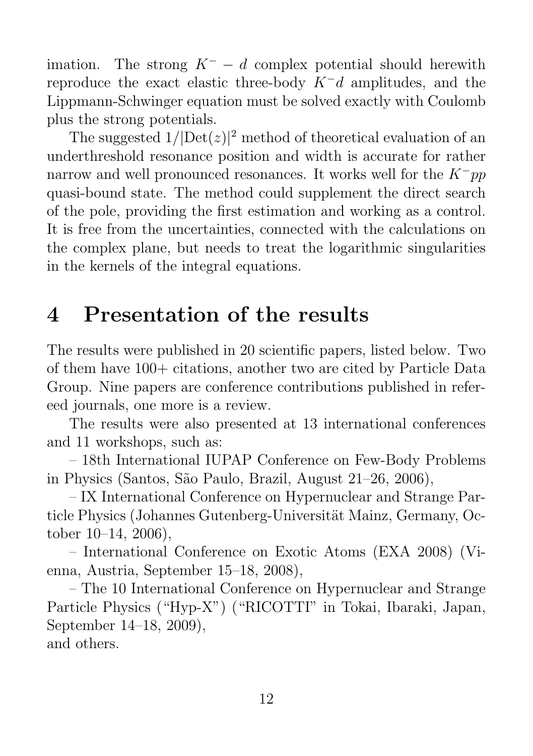imation. The strong $K^- - d$ complex potential should herewith reproduce the exact elastic three-body $K^-d$ amplitudes, and the Lippmann-Schwinger equation must be solved exactly with Coulomb plus the strong potentials.

The suggested $1/|\mathrm{Det}(z)|^2$ method of theoretical evaluation of an underthreshold resonance position and width is accurate for rather narrow and well pronounced resonances. It works well for the $K^-pp$ quasi-bound state. The method could supplement the direct search of the pole, providing the first estimation and working as a control. It is free from the uncertainties, connected with the calculations on the complex plane, but needs to treat the logarithmic singularities in the kernels of the integral equations.

# 4 Presentation of the results

The results were published in 20 scientific papers, listed below. Two of them have 100+ citations, another two are cited by Particle Data Group. Nine papers are conference contributions published in refereed journals, one more is a review.

The results were also presented at 13 international conferences and 11 workshops, such as:

– 18th International IUPAP Conference on Few-Body Problems in Physics (Santos, São Paulo, Brazil, August 21–26, 2006),

– IX International Conference on Hypernuclear and Strange Particle Physics (Johannes Gutenberg-Universität Mainz, Germany, October 10–14, 2006),

– International Conference on Exotic Atoms (EXA 2008) (Vienna, Austria, September 15–18, 2008),

– The 10 International Conference on Hypernuclear and Strange Particle Physics ("Hyp-X") ("RICOTTI" in Tokai, Ibaraki, Japan, September 14–18, 2009),

and others.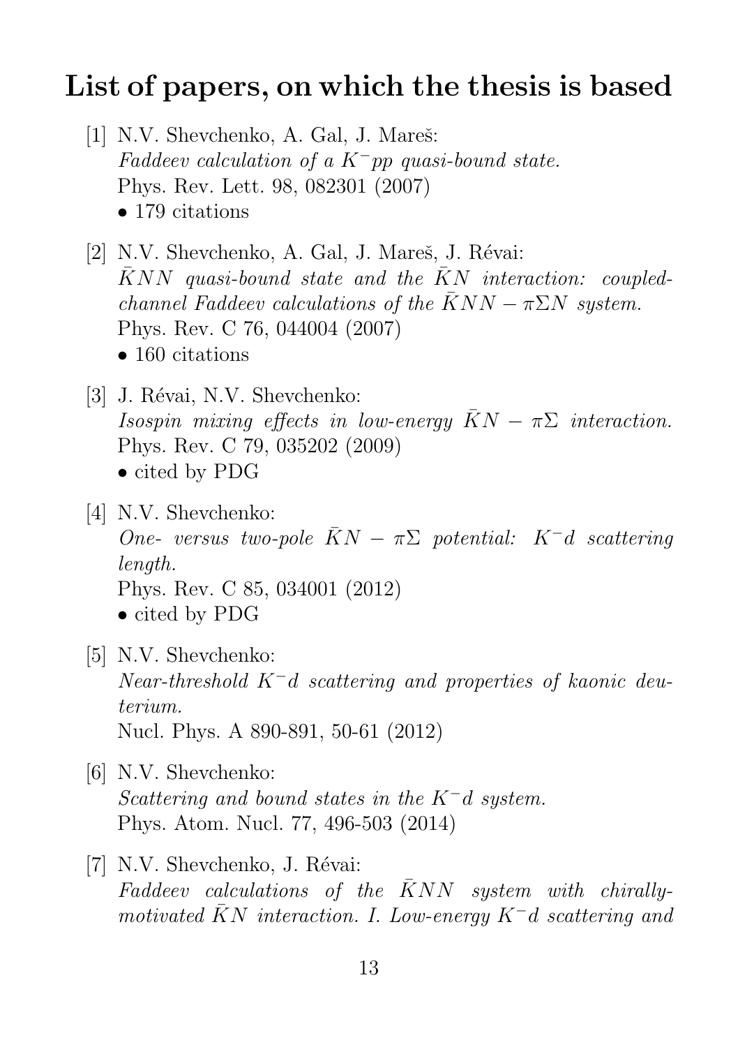# List of papers, on which the thesis is based

[1] N.V. Shevchenko, A. Gal, J. Mareš:
*Faddeev calculation of a $K^-pp$ quasi-bound state.*
Phys. Rev. Lett. 98, 082301 (2007)
• 179 citations

[2] N.V. Shevchenko, A. Gal, J. Mareš, J. Révai:
*$\bar{K}NN$ quasi-bound state and the $\bar{K}N$ interaction: coupled-channel Faddeev calculations of the $\bar{K}NN - \pi\Sigma N$ system.*
Phys. Rev. C 76, 044004 (2007)
• 160 citations

[3] J. Révai, N.V. Shevchenko:
*Isospin mixing effects in low-energy $\bar{K}N - \pi\Sigma$ interaction.*
Phys. Rev. C 79, 035202 (2009)
• cited by PDG

[4] N.V. Shevchenko:
*One- versus two-pole $\bar{K}N - \pi\Sigma$ potential: $K^-d$ scattering length.*
Phys. Rev. C 85, 034001 (2012)
• cited by PDG

[5] N.V. Shevchenko:
*Near-threshold $K^-d$ scattering and properties of kaonic deuterium.*
Nucl. Phys. A 890-891, 50-61 (2012)

[6] N.V. Shevchenko:
*Scattering and bound states in the $K^-d$ system.*
Phys. Atom. Nucl. 77, 496-503 (2014)

[7] N.V. Shevchenko, J. Révai:
*Faddeev calculations of the $\bar{K}NN$ system with chirally-motivated $\bar{K}N$ interaction. I. Low-energy $K^-d$ scattering and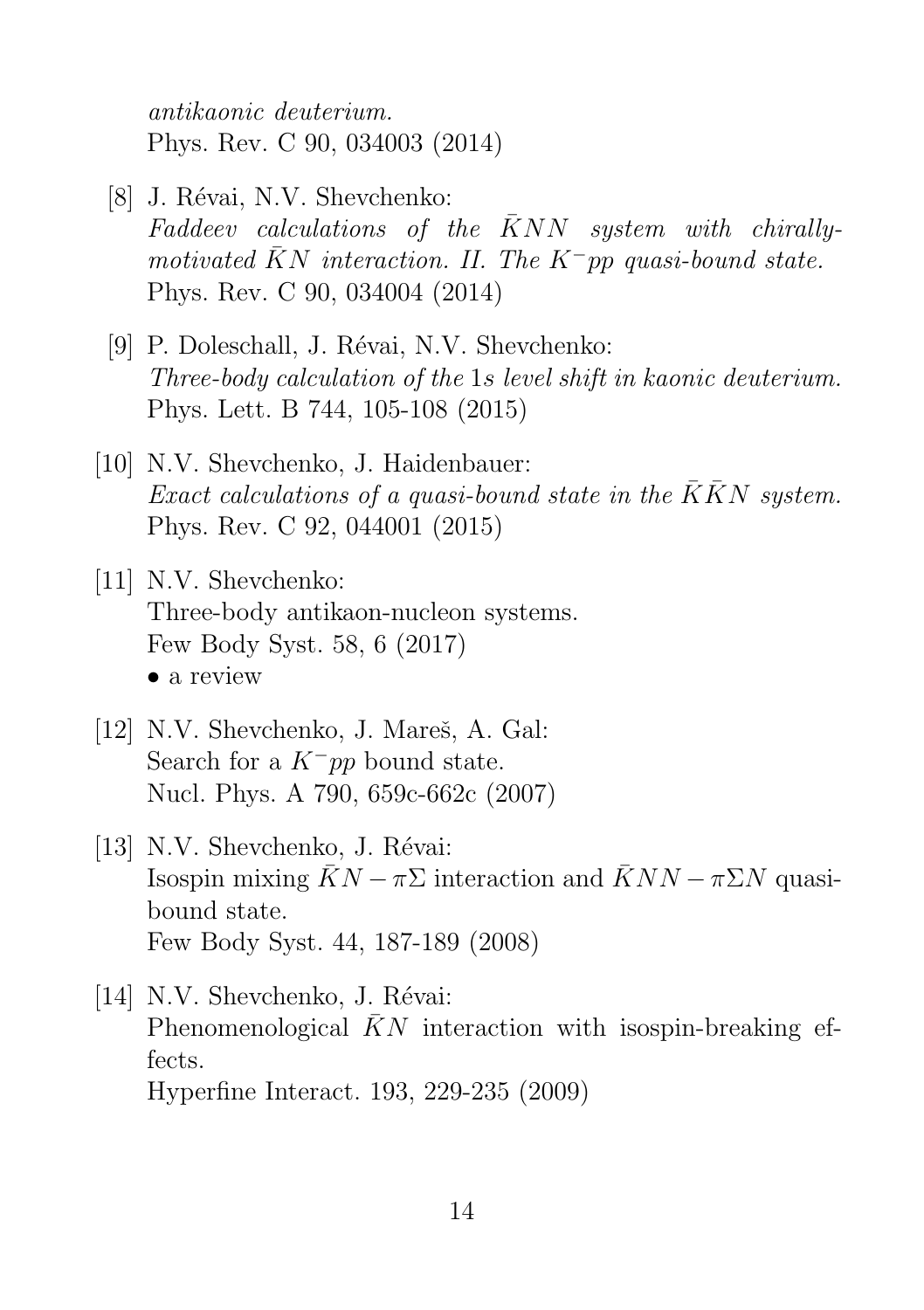*antikaonic deuterium.*
Phys. Rev. C 90, 034003 (2014)

[8] J. Révai, N.V. Shevchenko:
*Faddeev calculations of the $\bar{K}NN$ system with chirally-motivated $\bar{K}N$ interaction. II. The $K^- pp$ quasi-bound state.*
Phys. Rev. C 90, 034004 (2014)

[9] P. Doleschall, J. Révai, N.V. Shevchenko:
*Three-body calculation of the 1s level shift in kaonic deuterium.*
Phys. Lett. B 744, 105-108 (2015)

[10] N.V. Shevchenko, J. Haidenbauer:
*Exact calculations of a quasi-bound state in the $\bar{K}\bar{K}N$ system.*
Phys. Rev. C 92, 044001 (2015)

[11] N.V. Shevchenko:
Three-body antikaon-nucleon systems.
Few Body Syst. 58, 6 (2017)
• a review

[12] N.V. Shevchenko, J. Mareš, A. Gal:
Search for a $K^- pp$ bound state.
Nucl. Phys. A 790, 659c-662c (2007)

[13] N.V. Shevchenko, J. Révai:
Isospin mixing $\bar{K}N - \pi\Sigma$ interaction and $\bar{K}NN - \pi\Sigma N$ quasi-bound state.
Few Body Syst. 44, 187-189 (2008)

[14] N.V. Shevchenko, J. Révai:
Phenomenological $\bar{K}N$ interaction with isospin-breaking effects.
Hyperfine Interact. 193, 229-235 (2009)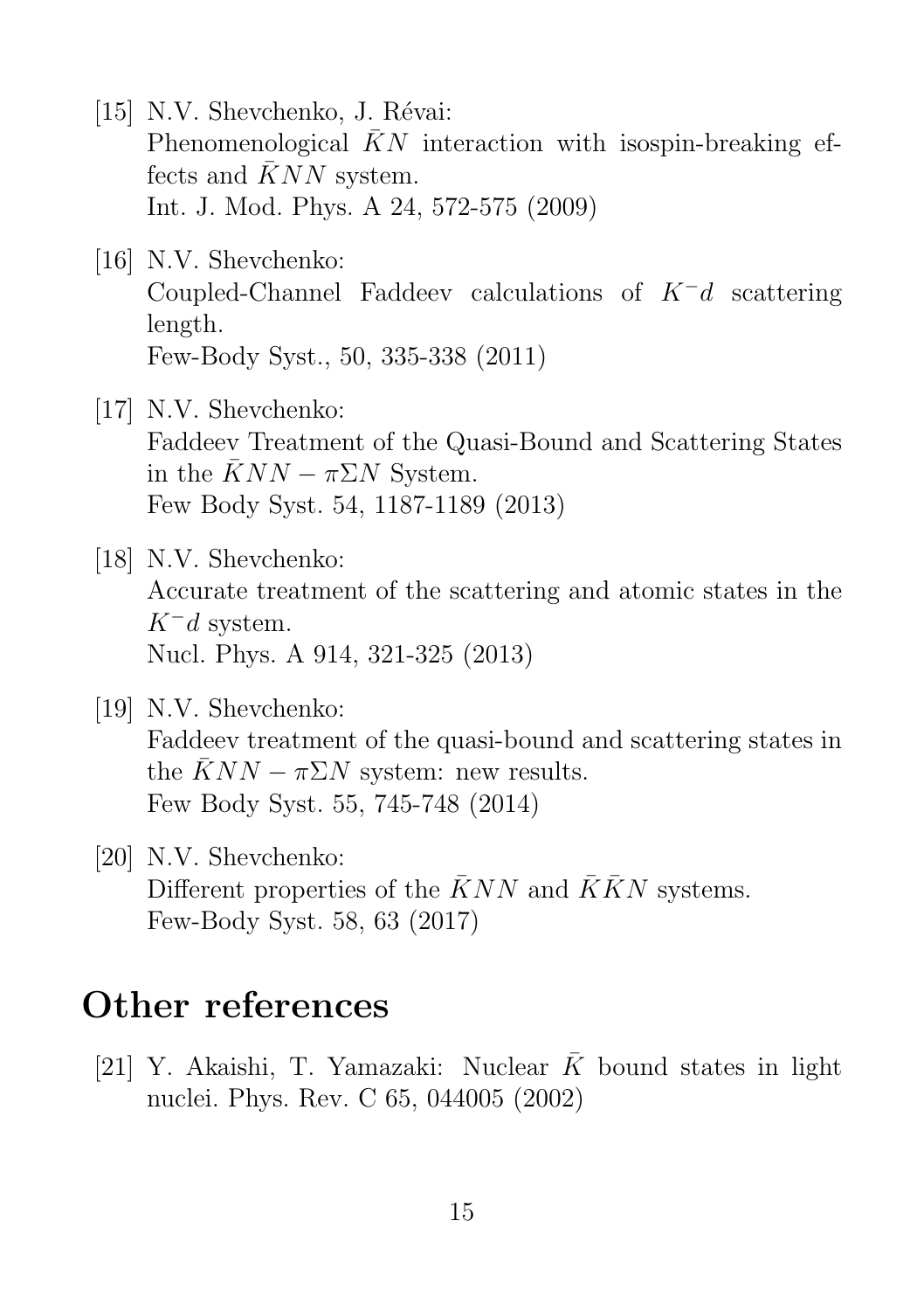[15] N.V. Shevchenko, J. Révai:
Phenomenological $\bar{K}N$ interaction with isospin-breaking effects and $\bar{K}NN$ system.
Int. J. Mod. Phys. A 24, 572-575 (2009)

[16] N.V. Shevchenko:
Coupled-Channel Faddeev calculations of $K^{-}d$ scattering length.
Few-Body Syst., 50, 335-338 (2011)

[17] N.V. Shevchenko:
Faddeev Treatment of the Quasi-Bound and Scattering States in the $\bar{K}NN - \pi\Sigma N$ System.
Few Body Syst. 54, 1187-1189 (2013)

[18] N.V. Shevchenko:
Accurate treatment of the scattering and atomic states in the $K^{-}d$ system.
Nucl. Phys. A 914, 321-325 (2013)

[19] N.V. Shevchenko:
Faddeev treatment of the quasi-bound and scattering states in the $\bar{K}NN - \pi\Sigma N$ system: new results.
Few Body Syst. 55, 745-748 (2014)

[20] N.V. Shevchenko:
Different properties of the $\bar{K}NN$ and $\bar{K}\bar{K}N$ systems.
Few-Body Syst. 58, 63 (2017)

# Other references

[21] Y. Akaishi, T. Yamazaki: Nuclear $\bar{K}$ bound states in light nuclei. Phys. Rev. C 65, 044005 (2002)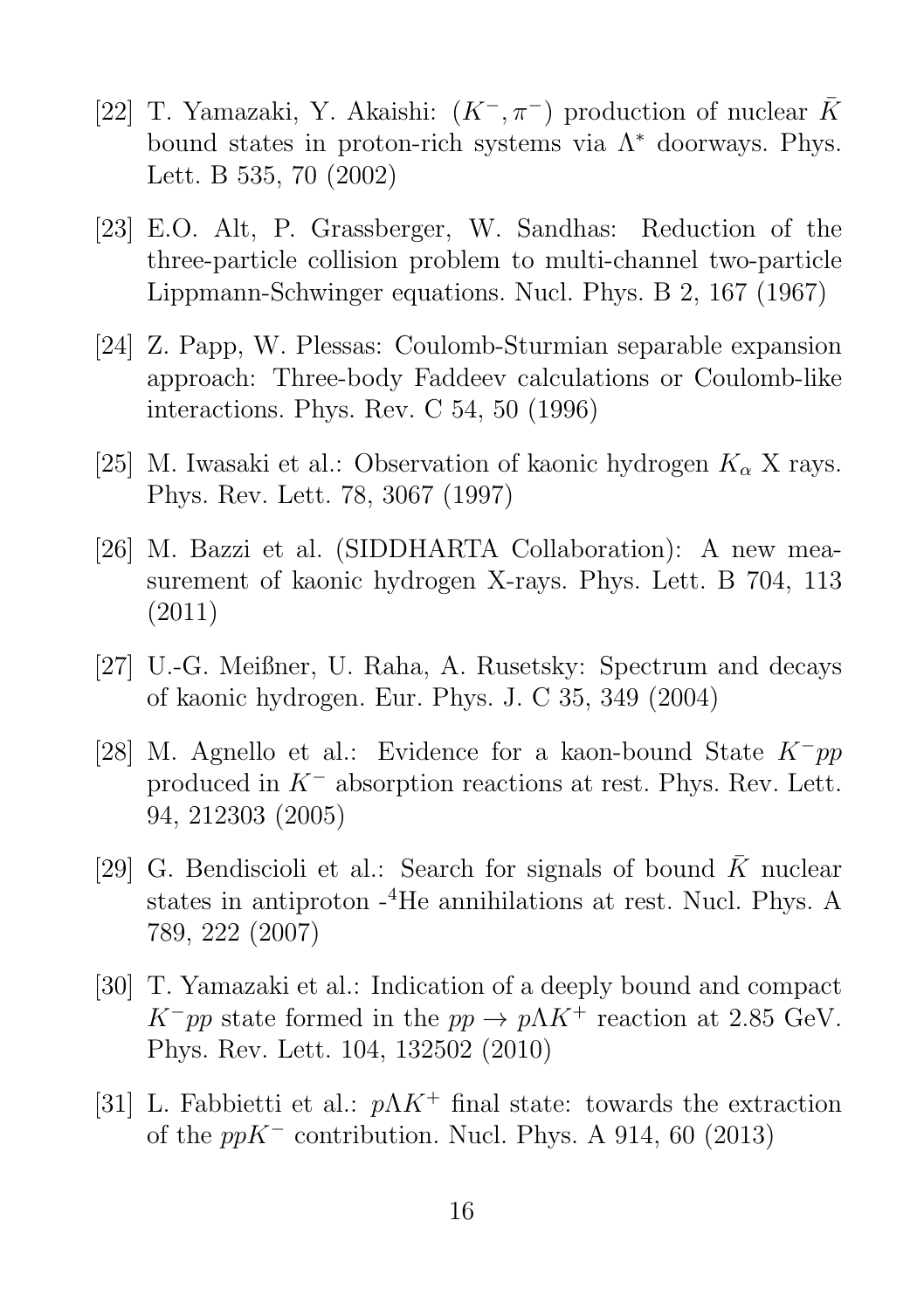[22] T. Yamazaki, Y. Akaishi: $(K^-, \pi^-)$ production of nuclear $\bar{K}$ bound states in proton-rich systems via $\Lambda^*$ doorways. Phys. Lett. B 535, 70 (2002)

[23] E.O. Alt, P. Grassberger, W. Sandhas: Reduction of the three-particle collision problem to multi-channel two-particle Lippmann-Schwinger equations. Nucl. Phys. B 2, 167 (1967)

[24] Z. Papp, W. Plessas: Coulomb-Sturmian separable expansion approach: Three-body Faddeev calculations or Coulomb-like interactions. Phys. Rev. C 54, 50 (1996)

[25] M. Iwasaki et al.: Observation of kaonic hydrogen $K_\alpha$ X rays. Phys. Rev. Lett. 78, 3067 (1997)

[26] M. Bazzi et al. (SIDDHARTA Collaboration): A new measurement of kaonic hydrogen X-rays. Phys. Lett. B 704, 113 (2011)

[27] U.-G. Meißner, U. Raha, A. Rusetsky: Spectrum and decays of kaonic hydrogen. Eur. Phys. J. C 35, 349 (2004)

[28] M. Agnello et al.: Evidence for a kaon-bound State $K^-pp$ produced in $K^-$ absorption reactions at rest. Phys. Rev. Lett. 94, 212303 (2005)

[29] G. Bendiscioli et al.: Search for signals of bound $\bar{K}$ nuclear states in antiproton -$^4$He annihilations at rest. Nucl. Phys. A 789, 222 (2007)

[30] T. Yamazaki et al.: Indication of a deeply bound and compact $K^-pp$ state formed in the $pp \to p\Lambda K^+$ reaction at 2.85 GeV. Phys. Rev. Lett. 104, 132502 (2010)

[31] L. Fabbietti et al.: $p\Lambda K^+$ final state: towards the extraction of the $ppK^-$ contribution. Nucl. Phys. A 914, 60 (2013)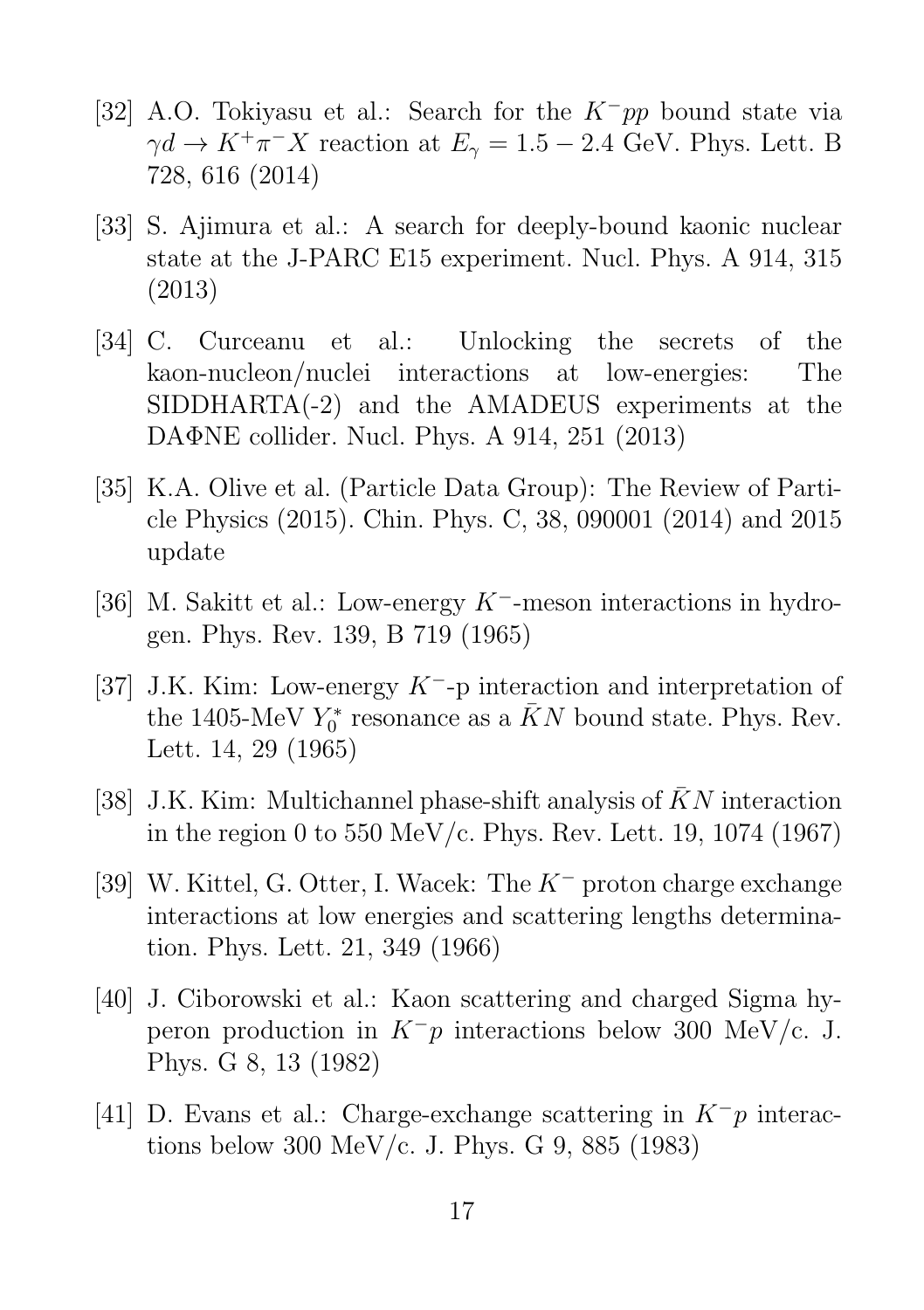[32] A.O. Tokiyasu et al.: Search for the $K^-pp$ bound state via $\gamma d \to K^+\pi^- X$ reaction at $E_\gamma = 1.5 - 2.4$ GeV. Phys. Lett. B 728, 616 (2014)

[33] S. Ajimura et al.: A search for deeply-bound kaonic nuclear state at the J-PARC E15 experiment. Nucl. Phys. A 914, 315 (2013)

[34] C. Curceanu et al.: Unlocking the secrets of the kaon-nucleon/nuclei interactions at low-energies: The SIDDHARTA(-2) and the AMADEUS experiments at the DAΦNE collider. Nucl. Phys. A 914, 251 (2013)

[35] K.A. Olive et al. (Particle Data Group): The Review of Particle Physics (2015). Chin. Phys. C, 38, 090001 (2014) and 2015 update

[36] M. Sakitt et al.: Low-energy $K^-$-meson interactions in hydrogen. Phys. Rev. 139, B 719 (1965)

[37] J.K. Kim: Low-energy $K^-$-p interaction and interpretation of the 1405-MeV $Y_0^*$ resonance as a $\bar{K}N$ bound state. Phys. Rev. Lett. 14, 29 (1965)

[38] J.K. Kim: Multichannel phase-shift analysis of $\bar{K}N$ interaction in the region 0 to 550 MeV/c. Phys. Rev. Lett. 19, 1074 (1967)

[39] W. Kittel, G. Otter, I. Wacek: The $K^-$ proton charge exchange interactions at low energies and scattering lengths determination. Phys. Lett. 21, 349 (1966)

[40] J. Ciborowski et al.: Kaon scattering and charged Sigma hyperon production in $K^-p$ interactions below 300 MeV/c. J. Phys. G 8, 13 (1982)

[41] D. Evans et al.: Charge-exchange scattering in $K^-p$ interactions below 300 MeV/c. J. Phys. G 9, 885 (1983)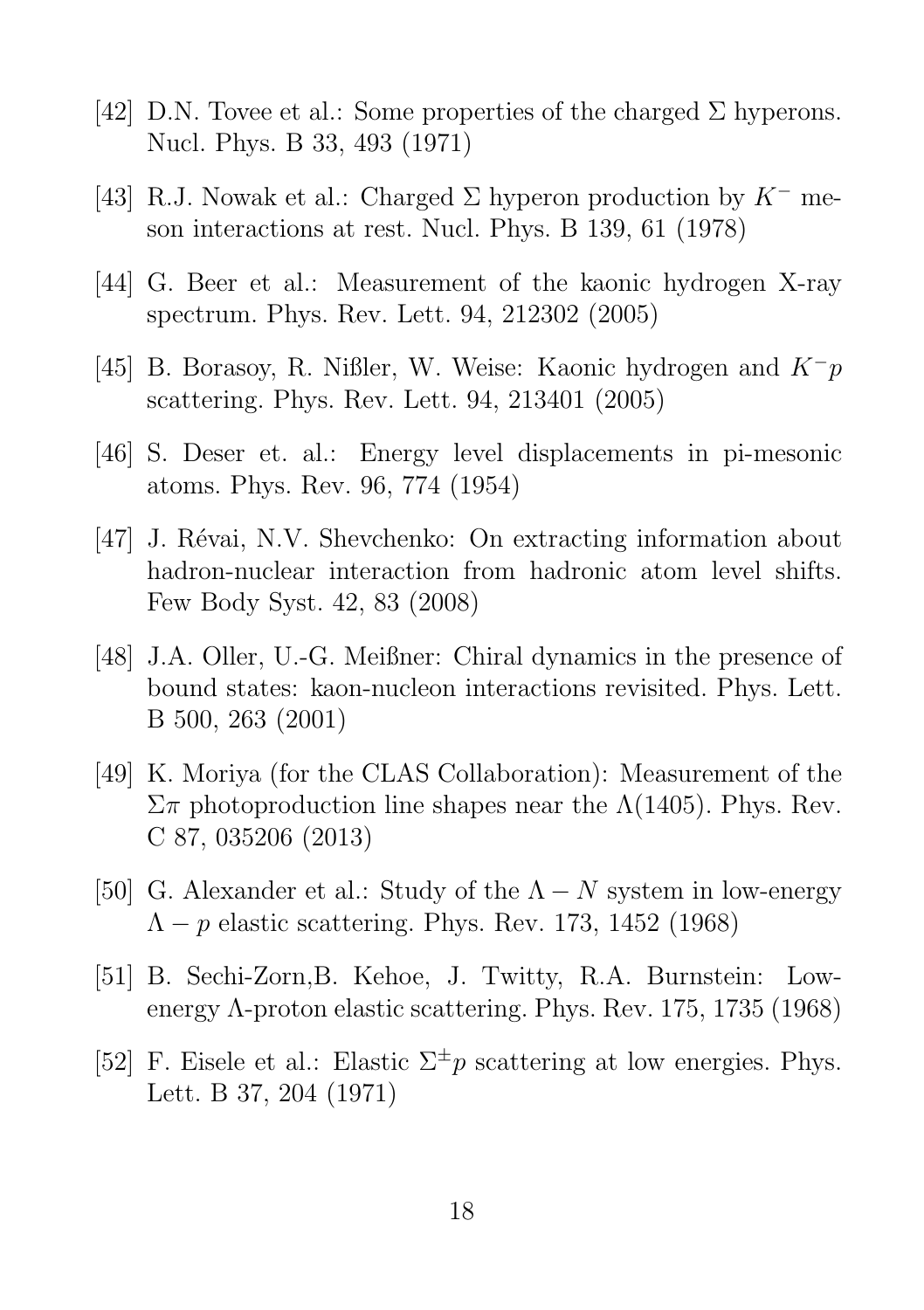[42] D.N. Tovee et al.: Some properties of the charged $\Sigma$ hyperons. Nucl. Phys. B 33, 493 (1971)

[43] R.J. Nowak et al.: Charged $\Sigma$ hyperon production by $K^-$ meson interactions at rest. Nucl. Phys. B 139, 61 (1978)

[44] G. Beer et al.: Measurement of the kaonic hydrogen X-ray spectrum. Phys. Rev. Lett. 94, 212302 (2005)

[45] B. Borasoy, R. Nißler, W. Weise: Kaonic hydrogen and $K^-p$ scattering. Phys. Rev. Lett. 94, 213401 (2005)

[46] S. Deser et. al.: Energy level displacements in pi-mesonic atoms. Phys. Rev. 96, 774 (1954)

[47] J. Révai, N.V. Shevchenko: On extracting information about hadron-nuclear interaction from hadronic atom level shifts. Few Body Syst. 42, 83 (2008)

[48] J.A. Oller, U.-G. Meißner: Chiral dynamics in the presence of bound states: kaon-nucleon interactions revisited. Phys. Lett. B 500, 263 (2001)

[49] K. Moriya (for the CLAS Collaboration): Measurement of the $\Sigma\pi$ photoproduction line shapes near the $\Lambda(1405)$. Phys. Rev. C 87, 035206 (2013)

[50] G. Alexander et al.: Study of the $\Lambda - N$ system in low-energy $\Lambda - p$ elastic scattering. Phys. Rev. 173, 1452 (1968)

[51] B. Sechi-Zorn,B. Kehoe, J. Twitty, R.A. Burnstein: Low-energy $\Lambda$-proton elastic scattering. Phys. Rev. 175, 1735 (1968)

[52] F. Eisele et al.: Elastic $\Sigma^{\pm}p$ scattering at low energies. Phys. Lett. B 37, 204 (1971)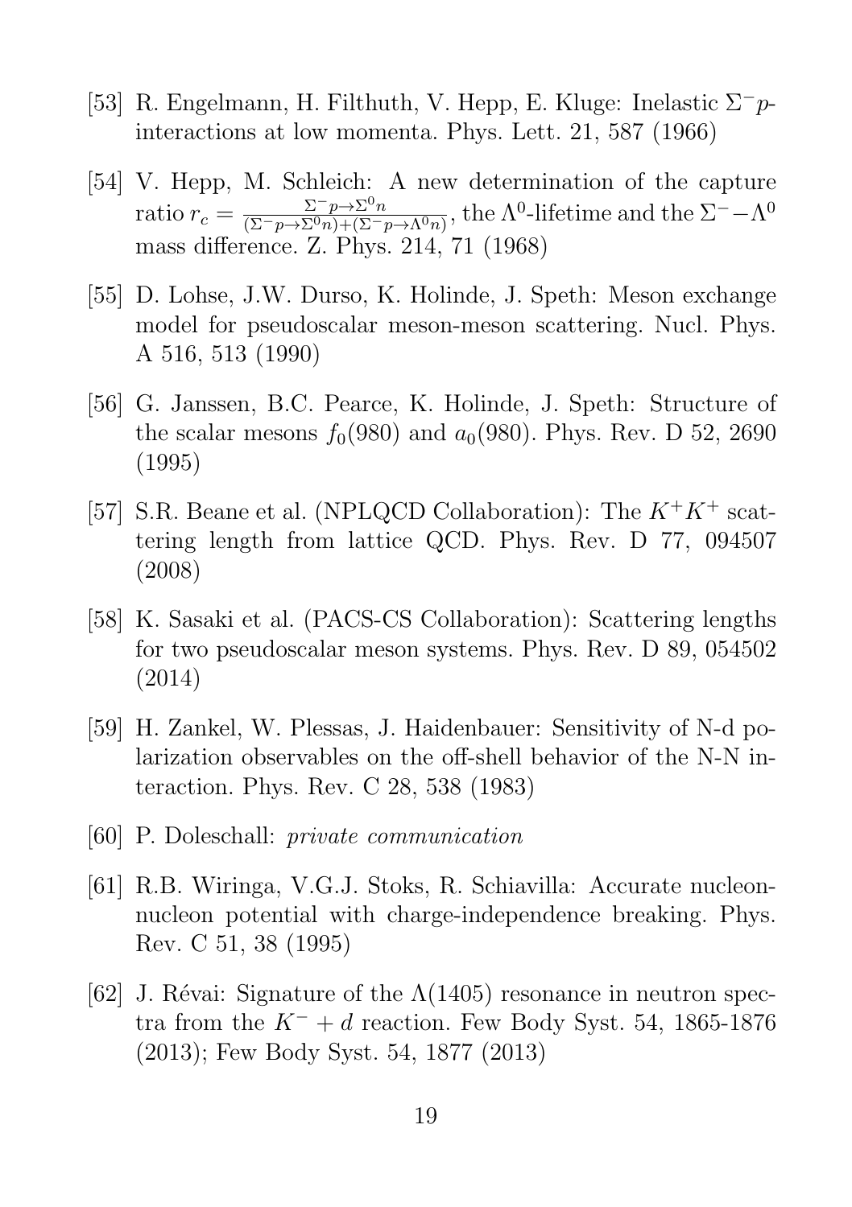[53] R. Engelmann, H. Filthuth, V. Hepp, E. Kluge: Inelastic $\Sigma^- p$-interactions at low momenta. Phys. Lett. 21, 587 (1966)

[54] V. Hepp, M. Schleich: A new determination of the capture ratio $r_c = \frac{\Sigma^- p \to \Sigma^0 n}{(\Sigma^- p \to \Sigma^0 n) + (\Sigma^- p \to \Lambda^0 n)}$, the $\Lambda^0$-lifetime and the $\Sigma^- - \Lambda^0$ mass difference. Z. Phys. 214, 71 (1968)

[55] D. Lohse, J.W. Durso, K. Holinde, J. Speth: Meson exchange model for pseudoscalar meson-meson scattering. Nucl. Phys. A 516, 513 (1990)

[56] G. Janssen, B.C. Pearce, K. Holinde, J. Speth: Structure of the scalar mesons $f_0(980)$ and $a_0(980)$. Phys. Rev. D 52, 2690 (1995)

[57] S.R. Beane et al. (NPLQCD Collaboration): The $K^+K^+$ scattering length from lattice QCD. Phys. Rev. D 77, 094507 (2008)

[58] K. Sasaki et al. (PACS-CS Collaboration): Scattering lengths for two pseudoscalar meson systems. Phys. Rev. D 89, 054502 (2014)

[59] H. Zankel, W. Plessas, J. Haidenbauer: Sensitivity of N-d polarization observables on the off-shell behavior of the N-N interaction. Phys. Rev. C 28, 538 (1983)

[60] P. Doleschall: *private communication*

[61] R.B. Wiringa, V.G.J. Stoks, R. Schiavilla: Accurate nucleon-nucleon potential with charge-independence breaking. Phys. Rev. C 51, 38 (1995)

[62] J. Révai: Signature of the $\Lambda(1405)$ resonance in neutron spectra from the $K^- + d$ reaction. Few Body Syst. 54, 1865-1876 (2013); Few Body Syst. 54, 1877 (2013)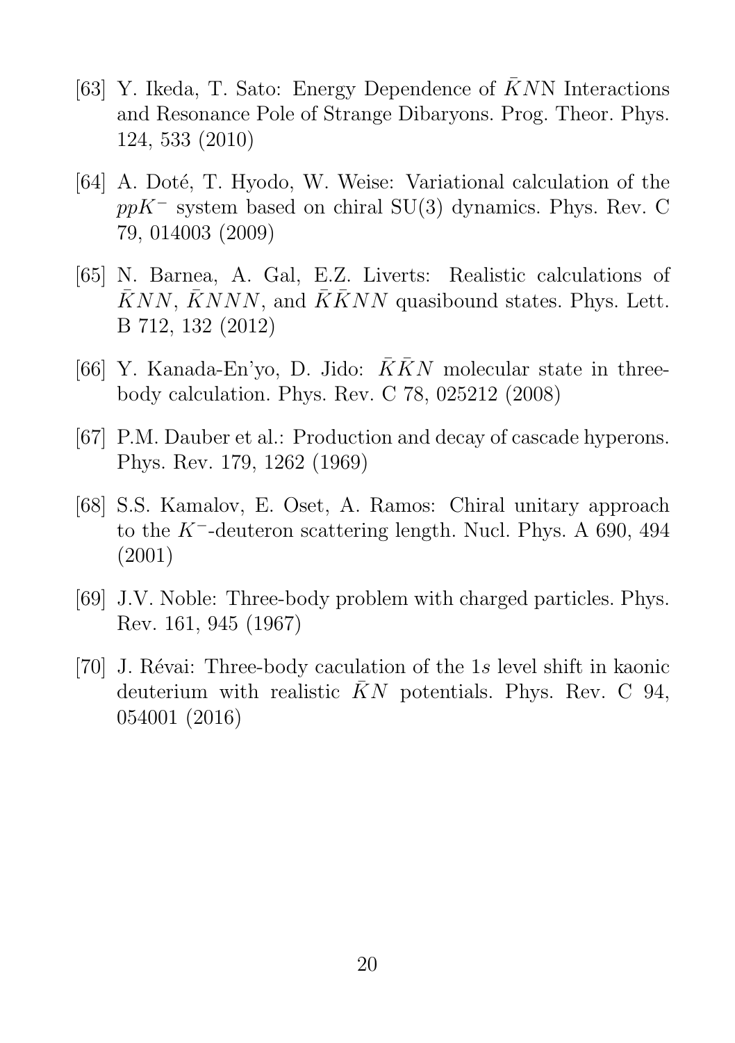[63] Y. Ikeda, T. Sato: Energy Dependence of $\bar{K}N$N Interactions and Resonance Pole of Strange Dibaryons. Prog. Theor. Phys. 124, 533 (2010)

[64] A. Doté, T. Hyodo, W. Weise: Variational calculation of the $ppK^-$ system based on chiral SU(3) dynamics. Phys. Rev. C 79, 014003 (2009)

[65] N. Barnea, A. Gal, E.Z. Liverts: Realistic calculations of $\bar{K}NN$, $\bar{K}NNN$, and $\bar{K}\bar{K}NN$ quasibound states. Phys. Lett. B 712, 132 (2012)

[66] Y. Kanada-En'yo, D. Jido: $\bar{K}\bar{K}N$ molecular state in three-body calculation. Phys. Rev. C 78, 025212 (2008)

[67] P.M. Dauber et al.: Production and decay of cascade hyperons. Phys. Rev. 179, 1262 (1969)

[68] S.S. Kamalov, E. Oset, A. Ramos: Chiral unitary approach to the $K^-$-deuteron scattering length. Nucl. Phys. A 690, 494 (2001)

[69] J.V. Noble: Three-body problem with charged particles. Phys. Rev. 161, 945 (1967)

[70] J. Révai: Three-body caculation of the 1$s$ level shift in kaonic deuterium with realistic $\bar{K}N$ potentials. Phys. Rev. C 94, 054001 (2016)